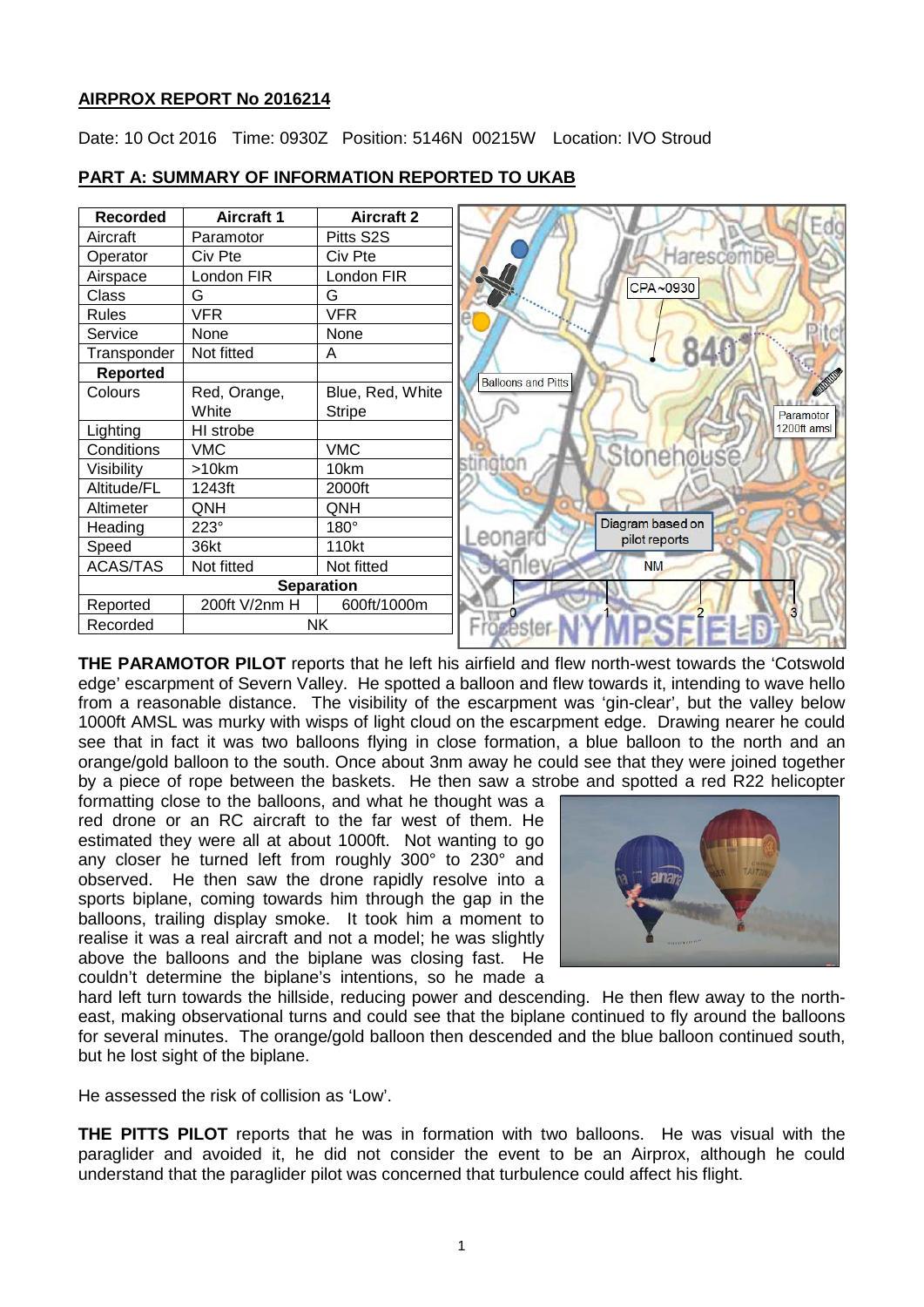**AIRPROX REPORT No 2016214**

Date: 10 Oct 2016 Time: 0930Z Position: 5146N 00215W Location: IVO Stroud

**PART A: SUMMARY OF INFORMATION REPORTED TO UKAB**

| Recorded | Aircraft 1 | Aircraft 2 |
|---|---|---|
| Aircraft | Paramotor | Pitts S2S |
| Operator | Civ Pte | Civ Pte |
| Airspace | London FIR | London FIR |
| Class | G | G |
| Rules | VFR | VFR |
| Service | None | None |
| Transponder | Not fitted | A |
| **Reported** | | |
| Colours | Red, Orange, White | Blue, Red, White Stripe |
| Lighting | HI strobe | |
| Conditions | VMC | VMC |
| Visibility | >10km | 10km |
| Altitude/FL | 1243ft | 2000ft |
| Altimeter | QNH | QNH |
| Heading | 223° | 180° |
| Speed | 36kt | 110kt |
| ACAS/TAS | Not fitted | Not fitted |
| **Separation** | | |
| Reported | 200ft V/2nm H | 600ft/1000m |
| Recorded | NK | |

**THE PARAMOTOR PILOT** reports that he left his airfield and flew north-west towards the 'Cotswold edge' escarpment of Severn Valley. He spotted a balloon and flew towards it, intending to wave hello from a reasonable distance. The visibility of the escarpment was 'gin-clear', but the valley below 1000ft AMSL was murky with wisps of light cloud on the escarpment edge. Drawing nearer he could see that in fact it was two balloons flying in close formation, a blue balloon to the north and an orange/gold balloon to the south. Once about 3nm away he could see that they were joined together by a piece of rope between the baskets. He then saw a strobe and spotted a red R22 helicopter formatting close to the balloons, and what he thought was a red drone or an RC aircraft to the far west of them. He estimated they were all at about 1000ft. Not wanting to go any closer he turned left from roughly 300° to 230° and observed. He then saw the drone rapidly resolve into a sports biplane, coming towards him through the gap in the balloons, trailing display smoke. It took him a moment to realise it was a real aircraft and not a model; he was slightly above the balloons and the biplane was closing fast. He couldn't determine the biplane's intentions, so he made a hard left turn towards the hillside, reducing power and descending. He then flew away to the north-east, making observational turns and could see that the biplane continued to fly around the balloons for several minutes. The orange/gold balloon then descended and the blue balloon continued south, but he lost sight of the biplane.

He assessed the risk of collision as 'Low'.

**THE PITTS PILOT** reports that he was in formation with two balloons. He was visual with the paraglider and avoided it, he did not consider the event to be an Airprox, although he could understand that the paraglider pilot was concerned that turbulence could affect his flight.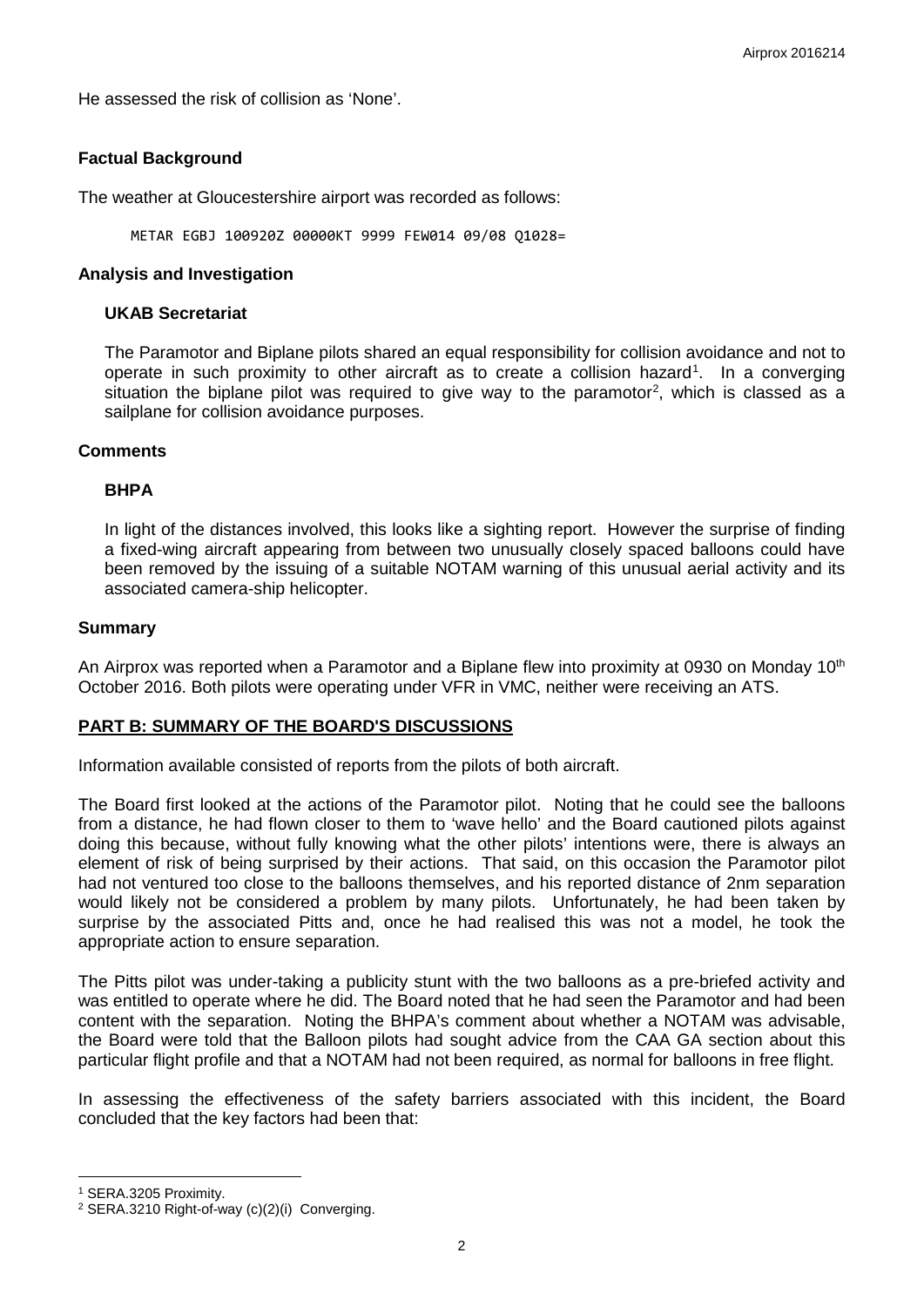He assessed the risk of collision as 'None'.

## Factual Background

The weather at Gloucestershire airport was recorded as follows:

```
METAR EGBJ 100920Z 00000KT 9999 FEW014 09/08 Q1028=
```

## Analysis and Investigation

### UKAB Secretariat

The Paramotor and Biplane pilots shared an equal responsibility for collision avoidance and not to operate in such proximity to other aircraft as to create a collision hazard[1]. In a converging situation the biplane pilot was required to give way to the paramotor[2], which is classed as a sailplane for collision avoidance purposes.

## Comments

### BHPA

In light of the distances involved, this looks like a sighting report. However the surprise of finding a fixed-wing aircraft appearing from between two unusually closely spaced balloons could have been removed by the issuing of a suitable NOTAM warning of this unusual aerial activity and its associated camera-ship helicopter.

## Summary

An Airprox was reported when a Paramotor and a Biplane flew into proximity at 0930 on Monday 10th October 2016. Both pilots were operating under VFR in VMC, neither were receiving an ATS.

## PART B: SUMMARY OF THE BOARD'S DISCUSSIONS

Information available consisted of reports from the pilots of both aircraft.

The Board first looked at the actions of the Paramotor pilot. Noting that he could see the balloons from a distance, he had flown closer to them to 'wave hello' and the Board cautioned pilots against doing this because, without fully knowing what the other pilots' intentions were, there is always an element of risk of being surprised by their actions. That said, on this occasion the Paramotor pilot had not ventured too close to the balloons themselves, and his reported distance of 2nm separation would likely not be considered a problem by many pilots. Unfortunately, he had been taken by surprise by the associated Pitts and, once he had realised this was not a model, he took the appropriate action to ensure separation.

The Pitts pilot was under-taking a publicity stunt with the two balloons as a pre-briefed activity and was entitled to operate where he did. The Board noted that he had seen the Paramotor and had been content with the separation. Noting the BHPA's comment about whether a NOTAM was advisable, the Board were told that the Balloon pilots had sought advice from the CAA GA section about this particular flight profile and that a NOTAM had not been required, as normal for balloons in free flight.

In assessing the effectiveness of the safety barriers associated with this incident, the Board concluded that the key factors had been that:

---

[1] SERA.3205 Proximity.

[2] SERA.3210 Right-of-way (c)(2)(i) Converging.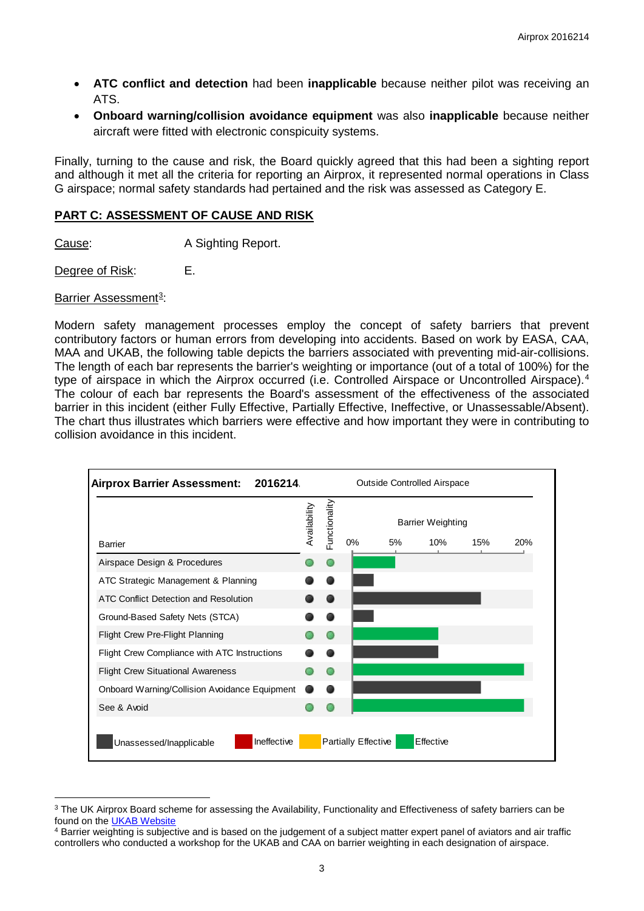- **ATC conflict and detection** had been **inapplicable** because neither pilot was receiving an ATS.
- **Onboard warning/collision avoidance equipment** was also **inapplicable** because neither aircraft were fitted with electronic conspicuity systems.

Finally, turning to the cause and risk, the Board quickly agreed that this had been a sighting report and although it met all the criteria for reporting an Airprox, it represented normal operations in Class G airspace; normal safety standards had pertained and the risk was assessed as Category E.

## PART C: ASSESSMENT OF CAUSE AND RISK

Cause: A Sighting Report.

Degree of Risk: E.

Barrier Assessment[3]:

Modern safety management processes employ the concept of safety barriers that prevent contributory factors or human errors from developing into accidents. Based on work by EASA, CAA, MAA and UKAB, the following table depicts the barriers associated with preventing mid-air-collisions. The length of each bar represents the barrier's weighting or importance (out of a total of 100%) for the type of airspace in which the Airprox occurred (i.e. Controlled Airspace or Uncontrolled Airspace).[4] The colour of each bar represents the Board's assessment of the effectiveness of the associated barrier in this incident (either Fully Effective, Partially Effective, Ineffective, or Unassessable/Absent). The chart thus illustrates which barriers were effective and how important they were in contributing to collision avoidance in this incident.

Airprox Barrier Assessment: 2016214

Outside Controlled Airspace

Barrier

Availability

Functionality

Barrier Weighting

0% 5% 10% 15% 20%

Airspace Design & Procedures

ATC Strategic Management & Planning

ATC Conflict Detection and Resolution

Ground-Based Safety Nets (STCA)

Flight Crew Pre-Flight Planning

Flight Crew Compliance with ATC Instructions

Flight Crew Situational Awareness

Onboard Warning/Collision Avoidance Equipment

See & Avoid

Unassessed/Inapplicable Ineffective Partially Effective Effective

[3] The UK Airprox Board scheme for assessing the Availability, Functionality and Effectiveness of safety barriers can be found on the UKAB Website

[4] Barrier weighting is subjective and is based on the judgement of a subject matter expert panel of aviators and air traffic controllers who conducted a workshop for the UKAB and CAA on barrier weighting in each designation of airspace.